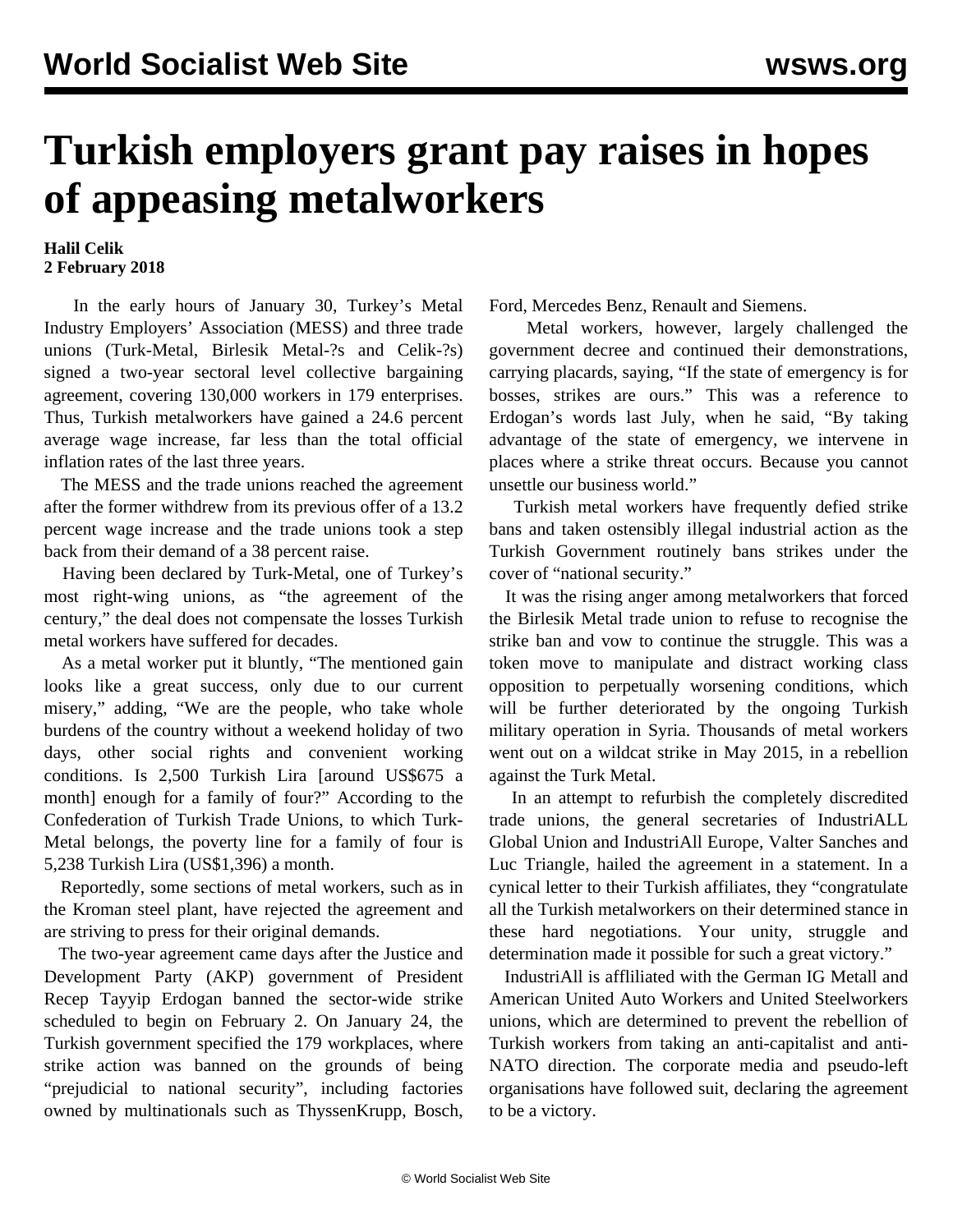# Turkish employers grant pay raises in hopes of appeasing metalworkers

**Halil Celik**
**2 February 2018**

In the early hours of January 30, Turkey's Metal Industry Employers' Association (MESS) and three trade unions (Turk-Metal, Birlesik Metal-?s and Celik-?s) signed a two-year sectoral level collective bargaining agreement, covering 130,000 workers in 179 enterprises. Thus, Turkish metalworkers have gained a 24.6 percent average wage increase, far less than the total official inflation rates of the last three years.

The MESS and the trade unions reached the agreement after the former withdrew from its previous offer of a 13.2 percent wage increase and the trade unions took a step back from their demand of a 38 percent raise.

Having been declared by Turk-Metal, one of Turkey's most right-wing unions, as "the agreement of the century," the deal does not compensate the losses Turkish metal workers have suffered for decades.

As a metal worker put it bluntly, "The mentioned gain looks like a great success, only due to our current misery," adding, "We are the people, who take whole burdens of the country without a weekend holiday of two days, other social rights and convenient working conditions. Is 2,500 Turkish Lira [around US$675 a month] enough for a family of four?" According to the Confederation of Turkish Trade Unions, to which Turk-Metal belongs, the poverty line for a family of four is 5,238 Turkish Lira (US$1,396) a month.

Reportedly, some sections of metal workers, such as in the Kroman steel plant, have rejected the agreement and are striving to press for their original demands.

The two-year agreement came days after the Justice and Development Party (AKP) government of President Recep Tayyip Erdogan banned the sector-wide strike scheduled to begin on February 2. On January 24, the Turkish government specified the 179 workplaces, where strike action was banned on the grounds of being "prejudicial to national security", including factories owned by multinationals such as ThyssenKrupp, Bosch, Ford, Mercedes Benz, Renault and Siemens.

Metal workers, however, largely challenged the government decree and continued their demonstrations, carrying placards, saying, "If the state of emergency is for bosses, strikes are ours." This was a reference to Erdogan's words last July, when he said, "By taking advantage of the state of emergency, we intervene in places where a strike threat occurs. Because you cannot unsettle our business world."

Turkish metal workers have frequently defied strike bans and taken ostensibly illegal industrial action as the Turkish Government routinely bans strikes under the cover of "national security."

It was the rising anger among metalworkers that forced the Birlesik Metal trade union to refuse to recognise the strike ban and vow to continue the struggle. This was a token move to manipulate and distract working class opposition to perpetually worsening conditions, which will be further deteriorated by the ongoing Turkish military operation in Syria. Thousands of metal workers went out on a wildcat strike in May 2015, in a rebellion against the Turk Metal.

In an attempt to refurbish the completely discredited trade unions, the general secretaries of IndustriALL Global Union and IndustriAll Europe, Valter Sanches and Luc Triangle, hailed the agreement in a statement. In a cynical letter to their Turkish affiliates, they "congratulate all the Turkish metalworkers on their determined stance in these hard negotiations. Your unity, struggle and determination made it possible for such a great victory."

IndustriAll is affliliated with the German IG Metall and American United Auto Workers and United Steelworkers unions, which are determined to prevent the rebellion of Turkish workers from taking an anti-capitalist and anti-NATO direction. The corporate media and pseudo-left organisations have followed suit, declaring the agreement to be a victory.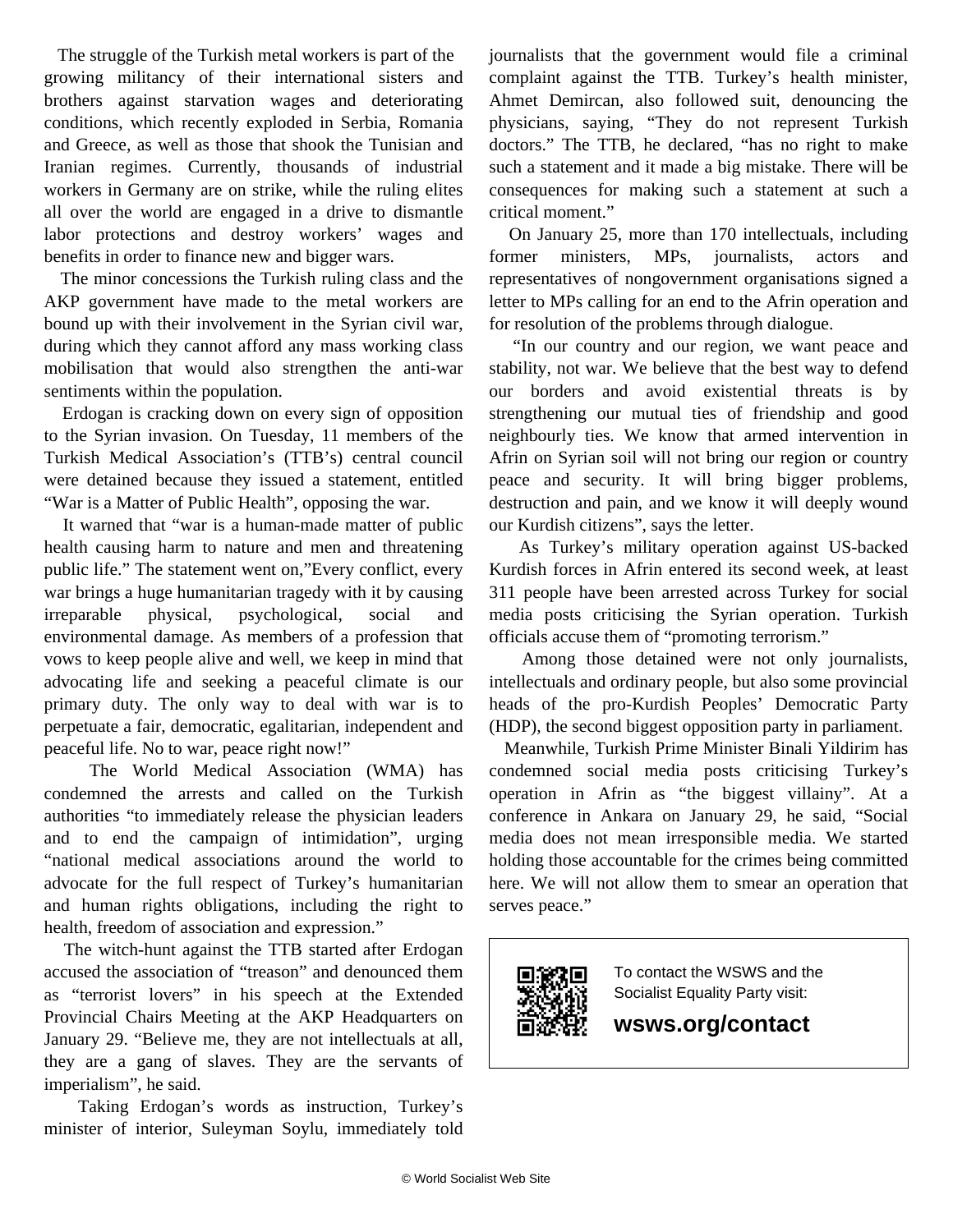The struggle of the Turkish metal workers is part of the growing militancy of their international sisters and brothers against starvation wages and deteriorating conditions, which recently exploded in Serbia, Romania and Greece, as well as those that shook the Tunisian and Iranian regimes. Currently, thousands of industrial workers in Germany are on strike, while the ruling elites all over the world are engaged in a drive to dismantle labor protections and destroy workers' wages and benefits in order to finance new and bigger wars.

The minor concessions the Turkish ruling class and the AKP government have made to the metal workers are bound up with their involvement in the Syrian civil war, during which they cannot afford any mass working class mobilisation that would also strengthen the anti-war sentiments within the population.

Erdogan is cracking down on every sign of opposition to the Syrian invasion. On Tuesday, 11 members of the Turkish Medical Association's (TTB's) central council were detained because they issued a statement, entitled "War is a Matter of Public Health", opposing the war.

It warned that "war is a human-made matter of public health causing harm to nature and men and threatening public life." The statement went on,"Every conflict, every war brings a huge humanitarian tragedy with it by causing irreparable physical, psychological, social and environmental damage. As members of a profession that vows to keep people alive and well, we keep in mind that advocating life and seeking a peaceful climate is our primary duty. The only way to deal with war is to perpetuate a fair, democratic, egalitarian, independent and peaceful life. No to war, peace right now!"

The World Medical Association (WMA) has condemned the arrests and called on the Turkish authorities "to immediately release the physician leaders and to end the campaign of intimidation", urging "national medical associations around the world to advocate for the full respect of Turkey's humanitarian and human rights obligations, including the right to health, freedom of association and expression."

The witch-hunt against the TTB started after Erdogan accused the association of "treason" and denounced them as "terrorist lovers" in his speech at the Extended Provincial Chairs Meeting at the AKP Headquarters on January 29. "Believe me, they are not intellectuals at all, they are a gang of slaves. They are the servants of imperialism", he said.

Taking Erdogan's words as instruction, Turkey's minister of interior, Suleyman Soylu, immediately told journalists that the government would file a criminal complaint against the TTB. Turkey's health minister, Ahmet Demircan, also followed suit, denouncing the physicians, saying, "They do not represent Turkish doctors." The TTB, he declared, "has no right to make such a statement and it made a big mistake. There will be consequences for making such a statement at such a critical moment."

On January 25, more than 170 intellectuals, including former ministers, MPs, journalists, actors and representatives of nongovernment organisations signed a letter to MPs calling for an end to the Afrin operation and for resolution of the problems through dialogue.

"In our country and our region, we want peace and stability, not war. We believe that the best way to defend our borders and avoid existential threats is by strengthening our mutual ties of friendship and good neighbourly ties. We know that armed intervention in Afrin on Syrian soil will not bring our region or country peace and security. It will bring bigger problems, destruction and pain, and we know it will deeply wound our Kurdish citizens", says the letter.

As Turkey's military operation against US-backed Kurdish forces in Afrin entered its second week, at least 311 people have been arrested across Turkey for social media posts criticising the Syrian operation. Turkish officials accuse them of "promoting terrorism."

Among those detained were not only journalists, intellectuals and ordinary people, but also some provincial heads of the pro-Kurdish Peoples' Democratic Party (HDP), the second biggest opposition party in parliament.

Meanwhile, Turkish Prime Minister Binali Yildirim has condemned social media posts criticising Turkey's operation in Afrin as "the biggest villainy". At a conference in Ankara on January 29, he said, "Social media does not mean irresponsible media. We started holding those accountable for the crimes being committed here. We will not allow them to smear an operation that serves peace."

To contact the WSWS and the Socialist Equality Party visit:

**wsws.org/contact**